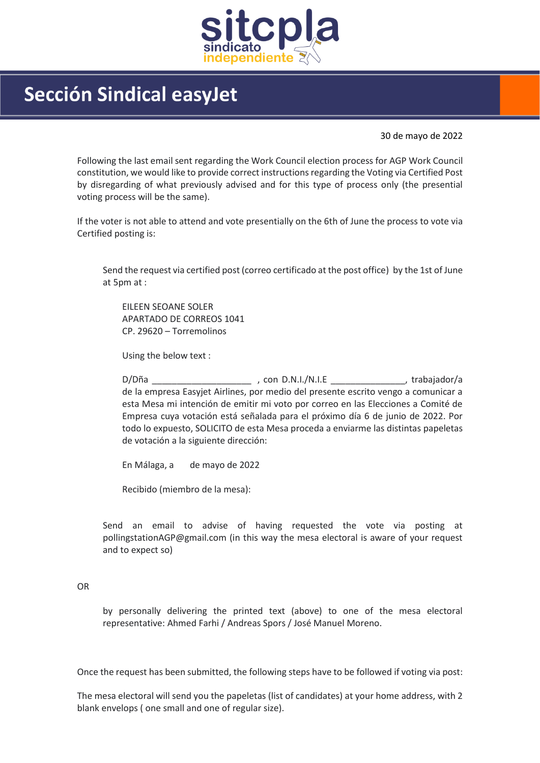sitcpla
sindicato independiente

# Sección Sindical easyJet

30 de mayo de 2022

Following the last email sent regarding the Work Council election process for AGP Work Council constitution, we would like to provide correct instructions regarding the Voting via Certified Post by disregarding of what previously advised and for this type of process only (the presential voting process will be the same).

If the voter is not able to attend and vote presentially on the 6th of June the process to vote via Certified posting is:

> Send the request via certified post (correo certificado at the post office) by the 1st of June at 5pm at :
>
> > EILEEN SEOANE SOLER
> > APARTADO DE CORREOS 1041
> > CP. 29620 – Torremolinos
> >
> > Using the below text :
> >
> > D/Dña ____________________ , con D.N.I./N.I.E _______________, trabajador/a de la empresa Easyjet Airlines, por medio del presente escrito vengo a comunicar a esta Mesa mi intención de emitir mi voto por correo en las Elecciones a Comité de Empresa cuya votación está señalada para el próximo día 6 de junio de 2022. Por todo lo expuesto, SOLICITO de esta Mesa proceda a enviarme las distintas papeletas de votación a la siguiente dirección:
> >
> > En Málaga, a      de mayo de 2022
> >
> > Recibido (miembro de la mesa):
>
> Send an email to advise of having requested the vote via posting at pollingstationAGP@gmail.com (in this way the mesa electoral is aware of your request and to expect so)

OR

> by personally delivering the printed text (above) to one of the mesa electoral representative: Ahmed Farhi / Andreas Spors / José Manuel Moreno.

Once the request has been submitted, the following steps have to be followed if voting via post:

The mesa electoral will send you the papeletas (list of candidates) at your home address, with 2 blank envelops ( one small and one of regular size).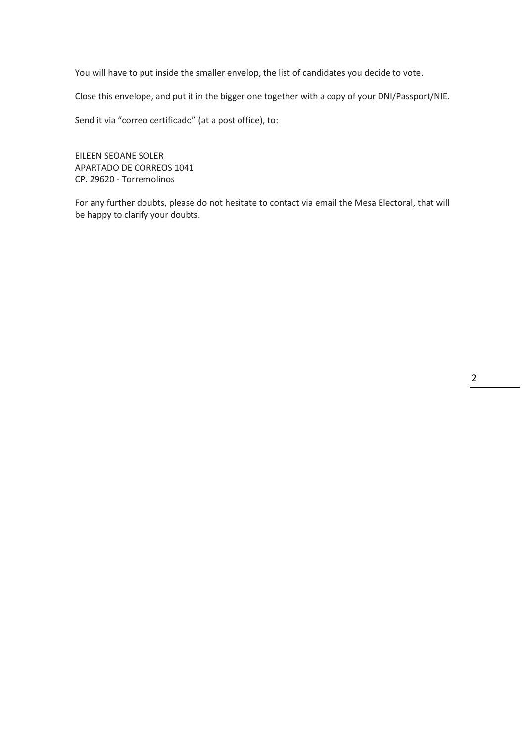You will have to put inside the smaller envelop, the list of candidates you decide to vote.

Close this envelope, and put it in the bigger one together with a copy of your DNI/Passport/NIE.

Send it via "correo certificado" (at a post office), to:

EILEEN SEOANE SOLER  
APARTADO DE CORREOS 1041  
CP. 29620 - Torremolinos

For any further doubts, please do not hesitate to contact via email the Mesa Electoral, that will be happy to clarify your doubts.